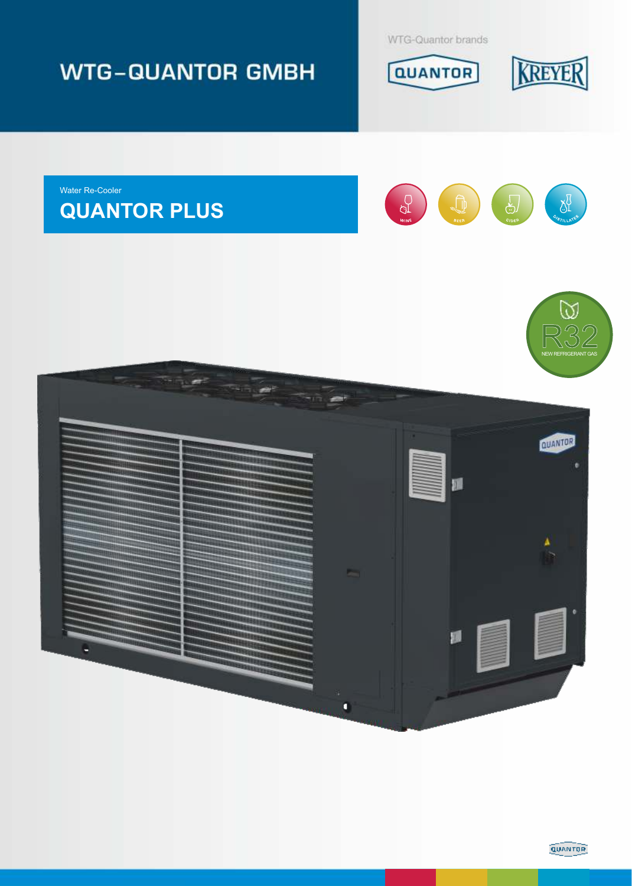# WTG-QUANTOR GMBH

WTG-Quantor brands

QUANTOR

KREYER

Water Re-Cooler

## QUANTOR PLUS

WINE

BEER

CIDER

DISTILLATES

R32

NEW REFRIGERANT GAS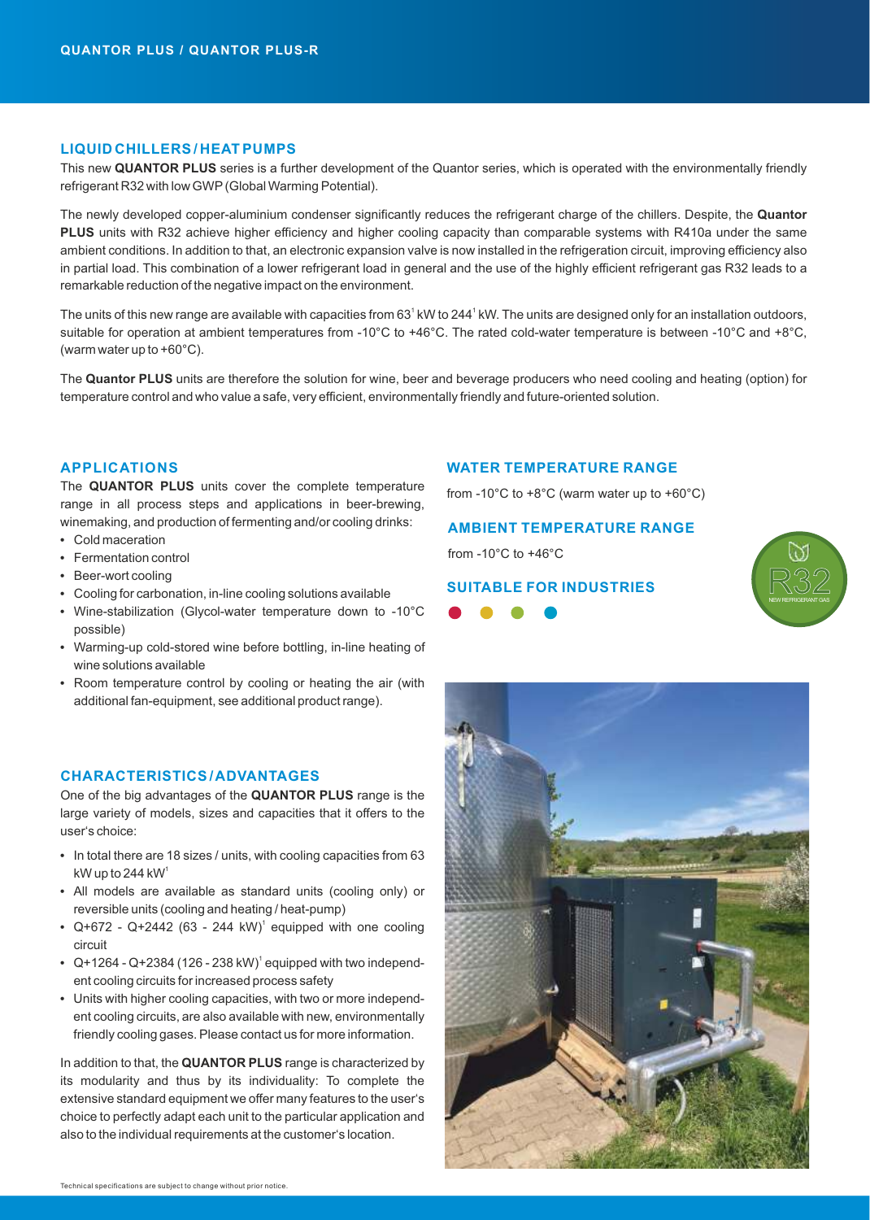## LIQUID CHILLERS / HEAT PUMPS

This new **QUANTOR PLUS** series is a further development of the Quantor series, which is operated with the environmentally friendly refrigerant R32 with low GWP (Global Warming Potential).

The newly developed copper-aluminium condenser significantly reduces the refrigerant charge of the chillers. Despite, the **Quantor PLUS** units with R32 achieve higher efficiency and higher cooling capacity than comparable systems with R410a under the same ambient conditions. In addition to that, an electronic expansion valve is now installed in the refrigeration circuit, improving efficiency also in partial load. This combination of a lower refrigerant load in general and the use of the highly efficient refrigerant gas R32 leads to a remarkable reduction of the negative impact on the environment.

The units of this new range are available with capacities from 63[1] kW to 244[1] kW. The units are designed only for an installation outdoors, suitable for operation at ambient temperatures from -10°C to +46°C. The rated cold-water temperature is between -10°C and +8°C, (warm water up to +60°C).

The **Quantor PLUS** units are therefore the solution for wine, beer and beverage producers who need cooling and heating (option) for temperature control and who value a safe, very efficient, environmentally friendly and future-oriented solution.

## APPLICATIONS

The **QUANTOR PLUS** units cover the complete temperature range in all process steps and applications in beer-brewing, winemaking, and production of fermenting and/or cooling drinks:

- Cold maceration
- Fermentation control
- Beer-wort cooling
- Cooling for carbonation, in-line cooling solutions available
- Wine-stabilization (Glycol-water temperature down to -10°C possible)
- Warming-up cold-stored wine before bottling, in-line heating of wine solutions available
- Room temperature control by cooling or heating the air (with additional fan-equipment, see additional product range).

## CHARACTERISTICS / ADVANTAGES

One of the big advantages of the **QUANTOR PLUS** range is the large variety of models, sizes and capacities that it offers to the user's choice:

- In total there are 18 sizes / units, with cooling capacities from 63 kW up to 244 kW[1]
- All models are available as standard units (cooling only) or reversible units (cooling and heating / heat-pump)
- Q+672 - Q+2442 (63 - 244 kW)[1] equipped with one cooling circuit
- Q+1264 - Q+2384 (126 - 238 kW)[1] equipped with two independent cooling circuits for increased process safety
- Units with higher cooling capacities, with two or more independent cooling circuits, are also available with new, environmentally friendly cooling gases. Please contact us for more information.

In addition to that, the **QUANTOR PLUS** range is characterized by its modularity and thus by its individuality: To complete the extensive standard equipment we offer many features to the user's choice to perfectly adapt each unit to the particular application and also to the individual requirements at the customer's location.

## WATER TEMPERATURE RANGE

from -10°C to +8°C (warm water up to +60°C)

## AMBIENT TEMPERATURE RANGE

from -10°C to +46°C

## SUITABLE FOR INDUSTRIES

R32 NEW REFRIGERANT GAS

Technical specifications are subject to change without prior notice.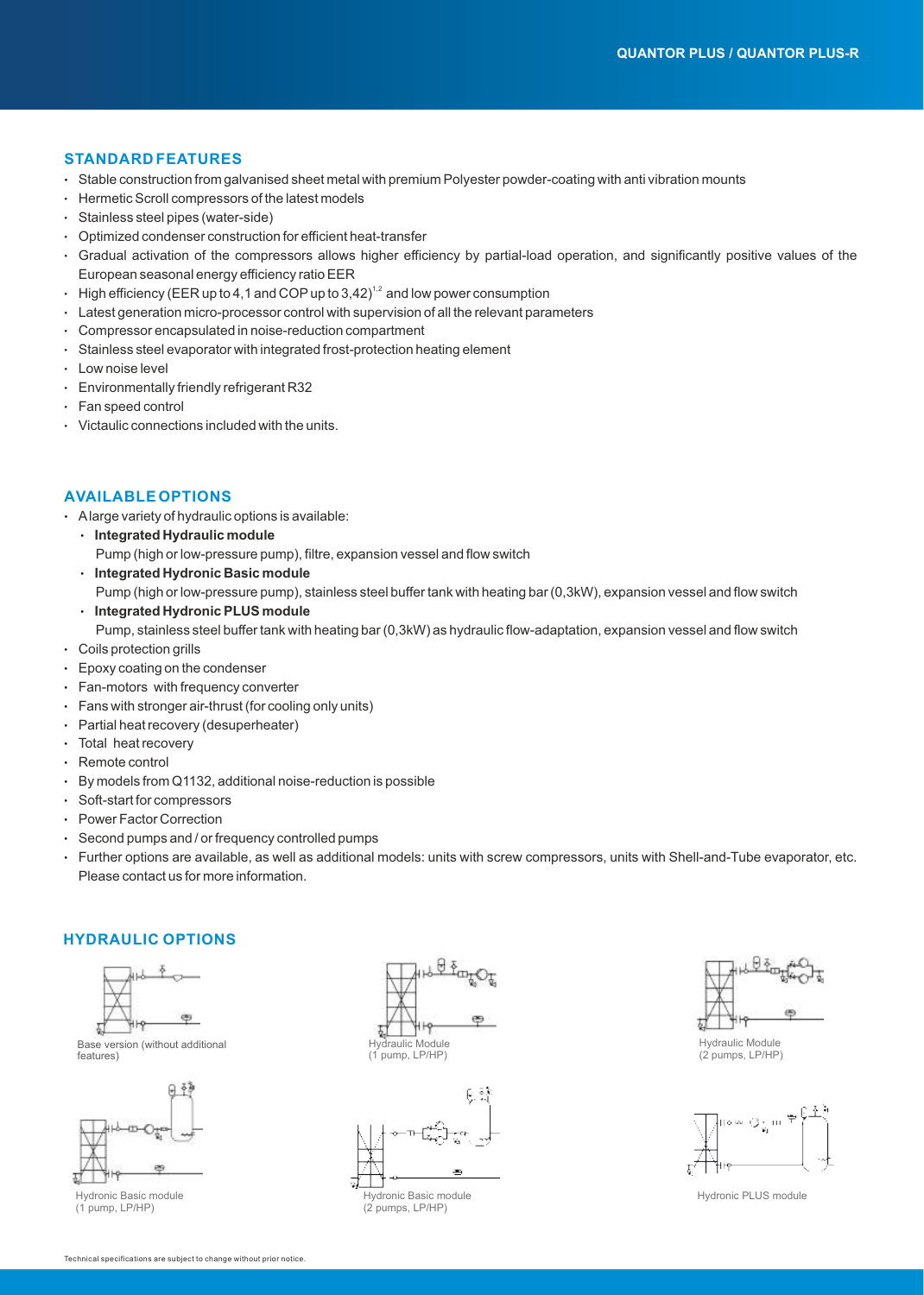## STANDARD FEATURES

- Stable construction from galvanised sheet metal with premium Polyester powder-coating with anti vibration mounts
- Hermetic Scroll compressors of the latest models
- Stainless steel pipes (water-side)
- Optimized condenser construction for efficient heat-transfer
- Gradual activation of the compressors allows higher efficiency by partial-load operation, and significantly positive values of the European seasonal energy efficiency ratio EER
- High efficiency (EER up to 4,1 and COP up to 3,42)[1,2] and low power consumption
- Latest generation micro-processor control with supervision of all the relevant parameters
- Compressor encapsulated in noise-reduction compartment
- Stainless steel evaporator with integrated frost-protection heating element
- Low noise level
- Environmentally friendly refrigerant R32
- Fan speed control
- Victaulic connections included with the units.

## AVAILABLE OPTIONS

- A large variety of hydraulic options is available:
  - **Integrated Hydraulic module**
    Pump (high or low-pressure pump), filtre, expansion vessel and flow switch
  - **Integrated Hydronic Basic module**
    Pump (high or low-pressure pump), stainless steel buffer tank with heating bar (0,3kW), expansion vessel and flow switch
  - **Integrated Hydronic PLUS module**
    Pump, stainless steel buffer tank with heating bar (0,3kW) as hydraulic flow-adaptation, expansion vessel and flow switch
- Coils protection grills
- Epoxy coating on the condenser
- Fan-motors with frequency converter
- Fans with stronger air-thrust (for cooling only units)
- Partial heat recovery (desuperheater)
- Total heat recovery
- Remote control
- By models from Q1132, additional noise-reduction is possible
- Soft-start for compressors
- Power Factor Correction
- Second pumps and / or frequency controlled pumps
- Further options are available, as well as additional models: units with screw compressors, units with Shell-and-Tube evaporator, etc. Please contact us for more information.

## HYDRAULIC OPTIONS

Base version (without additional features)

Hydraulic Module (1 pump, LP/HP)

Hydraulic Module (2 pumps, LP/HP)

Hydronic Basic module (1 pump, LP/HP)

Hydronic Basic module (2 pumps, LP/HP)

Hydronic PLUS module

Technical specifications are subject to change without prior notice.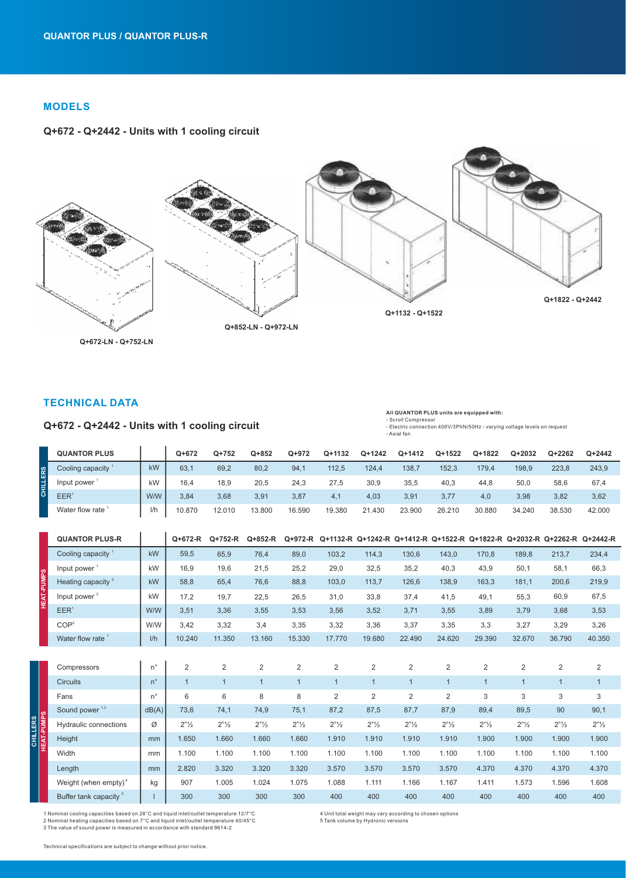## MODELS

### Q+672 - Q+2442 - Units with 1 cooling circuit

Q+672-LN - Q+752-LN

Q+852-LN - Q+972-LN

Q+1132 - Q+1522

Q+1822 - Q+2442

## TECHNICAL DATA

### Q+672 - Q+2442 - Units with 1 cooling circuit

**All QUANTOR PLUS units are equipped with:**
- Scroll Compressor
- Electric connection 400V/3PhN/50Hz - varying voltage levels on request
- Axial fan

**CHILLERS**

| QUANTOR PLUS | | Q+672 | Q+752 | Q+852 | Q+972 | Q+1132 | Q+1242 | Q+1412 | Q+1522 | Q+1822 | Q+2032 | Q+2262 | Q+2442 |
|---|---|---|---|---|---|---|---|---|---|---|---|---|---|
| Cooling capacity [1] | kW | 63,1 | 69,2 | 80,2 | 94,1 | 112,5 | 124,4 | 138,7 | 152,3 | 179,4 | 198,9 | 223,8 | 243,9 |
| Input power [1] | kW | 16,4 | 18,9 | 20,5 | 24,3 | 27,5 | 30,9 | 35,5 | 40,3 | 44,8 | 50,0 | 58,6 | 67,4 |
| EER[1] | W/W | 3,84 | 3,68 | 3,91 | 3,87 | 4,1 | 4,03 | 3,91 | 3,77 | 4,0 | 3,98 | 3,82 | 3,62 |
| Water flow rate [1] | l/h | 10.870 | 12.010 | 13.800 | 16.590 | 19.380 | 21.430 | 23.900 | 26.210 | 30.880 | 34.240 | 38.530 | 42.000 |

**HEAT-PUMPS**

| QUANTOR PLUS-R | | Q+672-R | Q+752-R | Q+852-R | Q+972-R | Q+1132-R | Q+1242-R | Q+1412-R | Q+1522-R | Q+1822-R | Q+2032-R | Q+2262-R | Q+2442-R |
|---|---|---|---|---|---|---|---|---|---|---|---|---|---|
| Cooling capacity [1] | kW | 59,5 | 65,9 | 76,4 | 89,0 | 103,2 | 114,3 | 130,6 | 143,0 | 170,8 | 189,8 | 213,7 | 234,4 |
| Input power [1] | kW | 16,9 | 19,6 | 21,5 | 25,2 | 29,0 | 32,5 | 35,2 | 40,3 | 43,9 | 50,1 | 58,1 | 66,3 |
| Heating capacity [2] | kW | 58,8 | 65,4 | 76,6 | 88,8 | 103,0 | 113,7 | 126,6 | 138,9 | 163,3 | 181,1 | 200,6 | 219,9 |
| Input power [2] | kW | 17,2 | 19,7 | 22,5 | 26,5 | 31,0 | 33,8 | 37,4 | 41,5 | 49,1 | 55,3 | 60,9 | 67,5 |
| EER[1] | W/W | 3,51 | 3,36 | 3,55 | 3,53 | 3,56 | 3,52 | 3,71 | 3,55 | 3,89 | 3,79 | 3,68 | 3,53 |
| COP[2] | W/W | 3,42 | 3,32 | 3,4 | 3,35 | 3,32 | 3,36 | 3,37 | 3,35 | 3,3 | 3,27 | 3,29 | 3,26 |
| Water flow rate [1] | l/h | 10.240 | 11.350 | 13.160 | 15.330 | 17.770 | 19.680 | 22.490 | 24.620 | 29.390 | 32.670 | 36.790 | 40.350 |

**CHILLERS / HEAT-PUMPS**

| | | Q+672 | Q+752 | Q+852 | Q+972 | Q+1132 | Q+1242 | Q+1412 | Q+1522 | Q+1822 | Q+2032 | Q+2262 | Q+2442 |
|---|---|---|---|---|---|---|---|---|---|---|---|---|---|
| Compressors | n° | 2 | 2 | 2 | 2 | 2 | 2 | 2 | 2 | 2 | 2 | 2 | 2 |
| Circuits | n° | 1 | 1 | 1 | 1 | 1 | 1 | 1 | 1 | 1 | 1 | 1 | 1 |
| Fans | n° | 6 | 6 | 8 | 8 | 2 | 2 | 2 | 2 | 3 | 3 | 3 | 3 |
| Sound power [1,3] | dB(A) | 73,6 | 74,1 | 74,9 | 75,1 | 87,2 | 87,5 | 87,7 | 87,9 | 89,4 | 89,5 | 90 | 90,1 |
| Hydraulic connections | Ø | 2"½ | 2"½ | 2"½ | 2"½ | 2"½ | 2"½ | 2"½ | 2"½ | 2"½ | 2"½ | 2"½ | 2"½ |
| Height | mm | 1.650 | 1.660 | 1.660 | 1.660 | 1.910 | 1.910 | 1.910 | 1.910 | 1.900 | 1.900 | 1.900 | 1.900 |
| Width | mm | 1.100 | 1.100 | 1.100 | 1.100 | 1.100 | 1.100 | 1.100 | 1.100 | 1.100 | 1.100 | 1.100 | 1.100 |
| Length | mm | 2.820 | 3.320 | 3.320 | 3.320 | 3.570 | 3.570 | 3.570 | 3.570 | 4.370 | 4.370 | 4.370 | 4.370 |
| Weight (when empty)[4] | kg | 907 | 1.005 | 1.024 | 1.075 | 1.088 | 1.111 | 1.166 | 1.167 | 1.411 | 1.573 | 1.596 | 1.608 |
| Buffer tank capacity [5] | l | 300 | 300 | 300 | 300 | 400 | 400 | 400 | 400 | 400 | 400 | 400 | 400 |

1 Nominal cooling capacities based on 28°C and liquid inlet/outlet temperature 12/7°C
2 Nominal heating capacities based on 7°C and liquid inlet/outlet temperature 40/45°C
3 The value of sound power is measured in accordance with standard 9614-2
4 Unit total weight may vary according to chosen options
5 Tank volume by Hydronic versions

Technical specifications are subject to change without prior notice.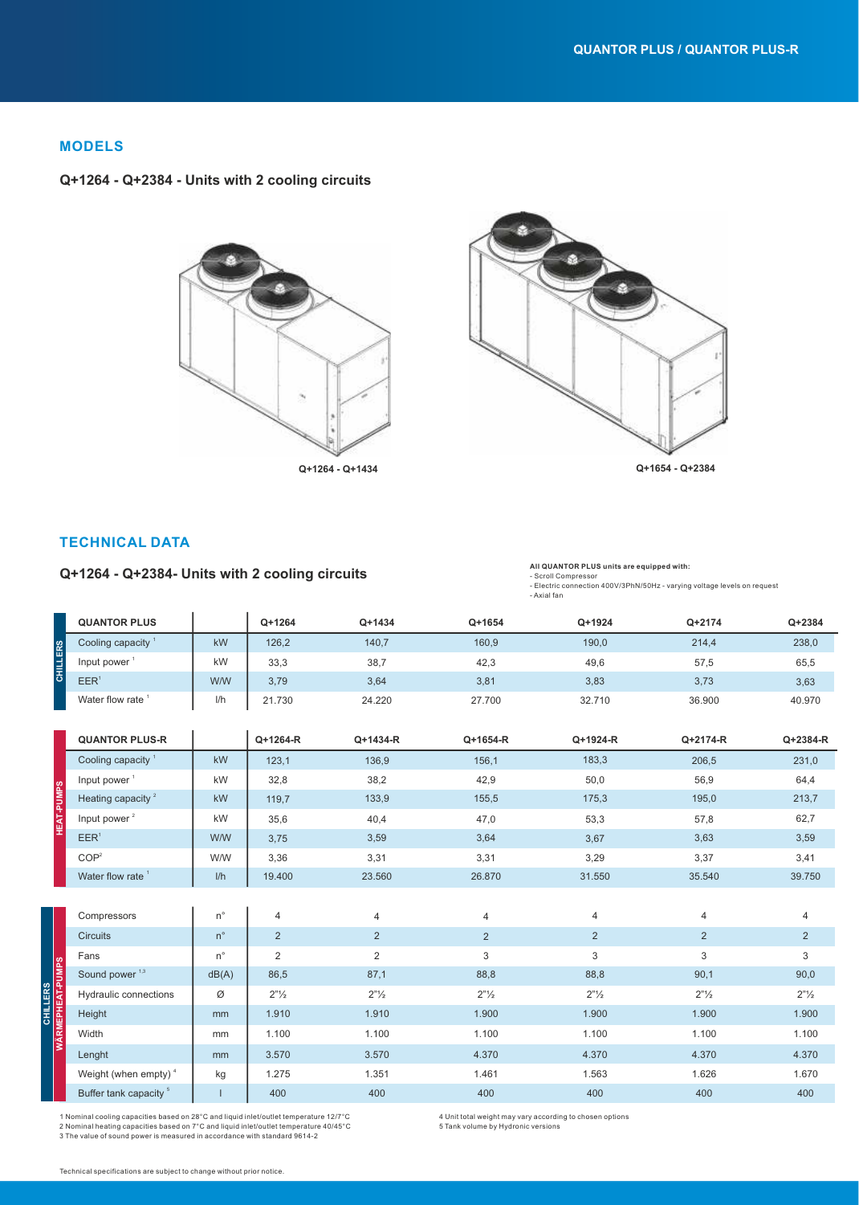## MODELS

### Q+1264 - Q+2384 - Units with 2 cooling circuits

Q+1264 - Q+1434

Q+1654 - Q+2384

## TECHNICAL DATA

### Q+1264 - Q+2384- Units with 2 cooling circuits

**All QUANTOR PLUS units are equipped with:**
- Scroll Compressor
- Electric connection 400V/3PhN/50Hz - varying voltage levels on request
- Axial fan

**CHILLERS**

| QUANTOR PLUS | | Q+1264 | Q+1434 | Q+1654 | Q+1924 | Q+2174 | Q+2384 |
|---|---|---|---|---|---|---|---|
| Cooling capacity [1] | kW | 126,2 | 140,7 | 160,9 | 190,0 | 214,4 | 238,0 |
| Input power [1] | kW | 33,3 | 38,7 | 42,3 | 49,6 | 57,5 | 65,5 |
| EER[1] | W/W | 3,79 | 3,64 | 3,81 | 3,83 | 3,73 | 3,63 |
| Water flow rate [1] | l/h | 21.730 | 24.220 | 27.700 | 32.710 | 36.900 | 40.970 |

**HEAT-PUMPS**

| QUANTOR PLUS-R | | Q+1264-R | Q+1434-R | Q+1654-R | Q+1924-R | Q+2174-R | Q+2384-R |
|---|---|---|---|---|---|---|---|
| Cooling capacity [1] | kW | 123,1 | 136,9 | 156,1 | 183,3 | 206,5 | 231,0 |
| Input power [1] | kW | 32,8 | 38,2 | 42,9 | 50,0 | 56,9 | 64,4 |
| Heating capacity [2] | kW | 119,7 | 133,9 | 155,5 | 175,3 | 195,0 | 213,7 |
| Input power [2] | kW | 35,6 | 40,4 | 47,0 | 53,3 | 57,8 | 62,7 |
| EER[1] | W/W | 3,75 | 3,59 | 3,64 | 3,67 | 3,63 | 3,59 |
| COP[2] | W/W | 3,36 | 3,31 | 3,31 | 3,29 | 3,37 | 3,41 |
| Water flow rate [1] | l/h | 19.400 | 23.560 | 26.870 | 31.550 | 35.540 | 39.750 |

**CHILLERS / WÄRMEPHEAT-PUMPS**

| | | | | | | | |
|---|---|---|---|---|---|---|---|
| Compressors | n° | 4 | 4 | 4 | 4 | 4 | 4 |
| Circuits | n° | 2 | 2 | 2 | 2 | 2 | 2 |
| Fans | n° | 2 | 2 | 3 | 3 | 3 | 3 |
| Sound power [1,3] | dB(A) | 86,5 | 87,1 | 88,8 | 88,8 | 90,1 | 90,0 |
| Hydraulic connections | Ø | 2"½ | 2"½ | 2"½ | 2"½ | 2"½ | 2"½ |
| Height | mm | 1.910 | 1.910 | 1.900 | 1.900 | 1.900 | 1.900 |
| Width | mm | 1.100 | 1.100 | 1.100 | 1.100 | 1.100 | 1.100 |
| Lenght | mm | 3.570 | 3.570 | 4.370 | 4.370 | 4.370 | 4.370 |
| Weight (when empty) [4] | kg | 1.275 | 1.351 | 1.461 | 1.563 | 1.626 | 1.670 |
| Buffer tank capacity [5] | l | 400 | 400 | 400 | 400 | 400 | 400 |

1 Nominal cooling capacities based on 28°C and liquid inlet/outlet temperature 12/7°C
2 Nominal heating capacities based on 7°C and liquid inlet/outlet temperature 40/45°C
3 The value of sound power is measured in accordance with standard 9614-2
4 Unit total weight may vary according to chosen options
5 Tank volume by Hydronic versions

Technical specifications are subject to change without prior notice.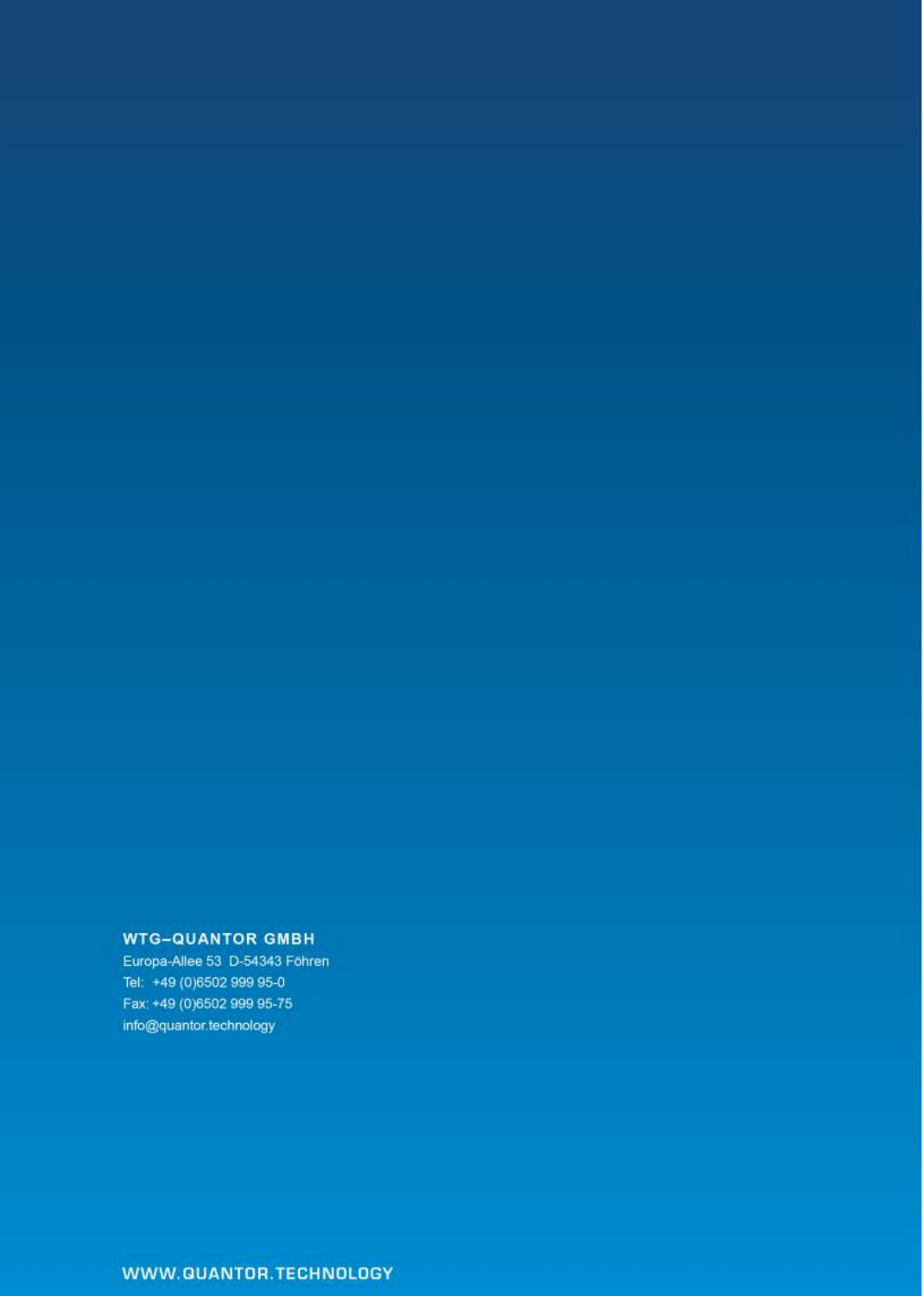**WTG–QUANTOR GMBH**

Europa-Allee 53 D-54343 Föhren

Tel: +49 (0)6502 999 95-0

Fax: +49 (0)6502 999 95-75

info@quantor.technology

**WWW.QUANTOR.TECHNOLOGY**